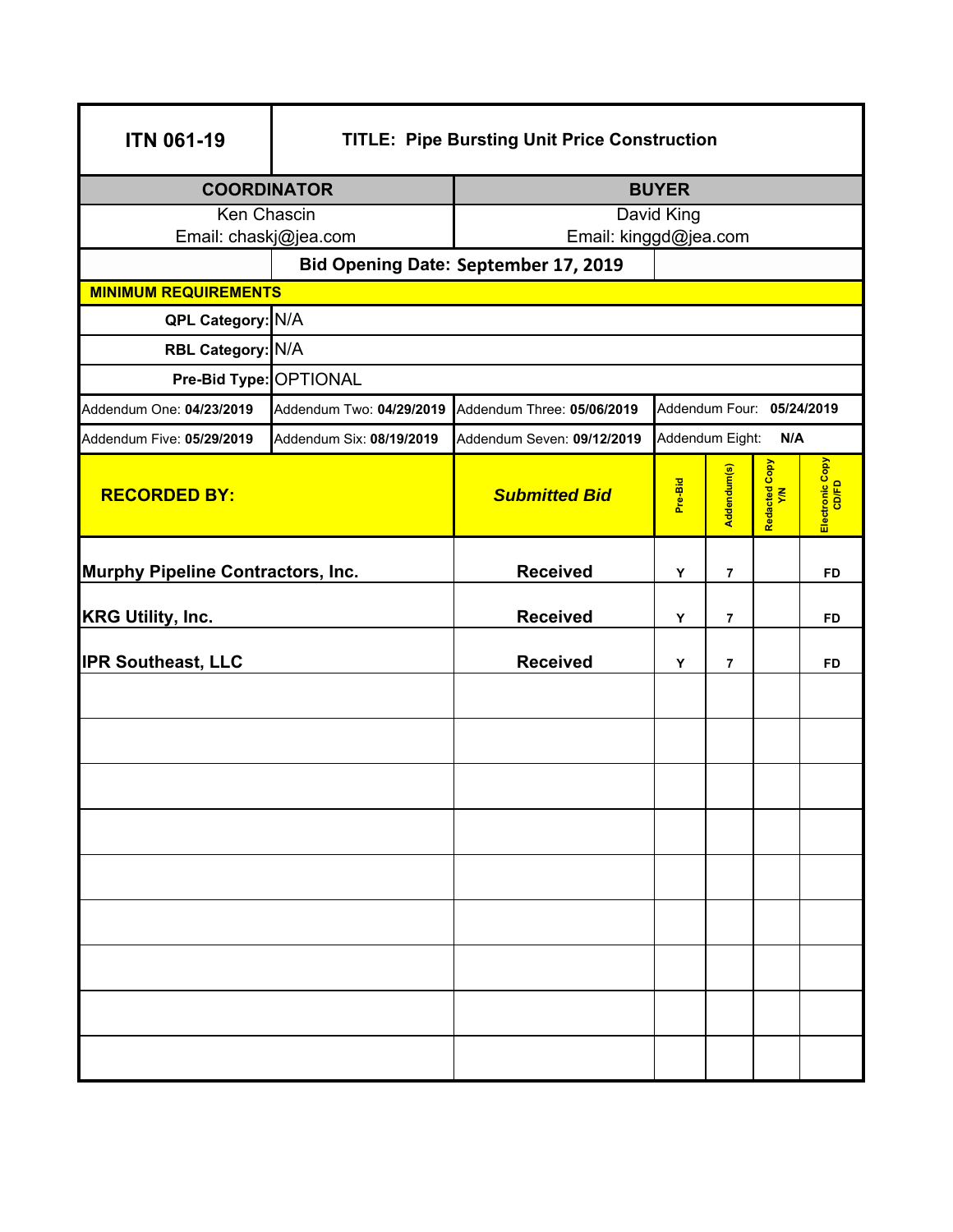| ITN 061-19 | TITLE: Pipe Bursting Unit Price Construction | | | | |
|---|---|---|---|---|---|
| **COORDINATOR** | | **BUYER** | | | |
| Ken Chascin<br>Email: chaskj@jea.com | | David King<br>Email: kinggd@jea.com | | | |
| | **Bid Opening Date: September 17, 2019** | | | | |
| **MINIMUM REQUIREMENTS** | | | | | |
| **QPL Category:** | N/A | | | | |
| **RBL Category:** | N/A | | | | |
| **Pre-Bid Type:** | OPTIONAL | | | | |
| Addendum One: **04/23/2019** | Addendum Two: **04/29/2019** | Addendum Three: **05/06/2019** | Addendum Four: **05/24/2019** | | |
| Addendum Five: **05/29/2019** | Addendum Six: **08/19/2019** | Addendum Seven: **09/12/2019** | Addendum Eight: **N/A** | | |

| RECORDED BY: | *Submitted Bid* | Pre-Bid | Addendum(s) | Redacted Copy Y/N | Electronic Copy CD/FD |
|---|---|---|---|---|---|
| **Murphy Pipeline Contractors, Inc.** | **Received** | Y | 7 | | FD |
| **KRG Utility, Inc.** | **Received** | Y | 7 | | FD |
| **IPR Southeast, LLC** | **Received** | Y | 7 | | FD |
| | | | | | |
| | | | | | |
| | | | | | |
| | | | | | |
| | | | | | |
| | | | | | |
| | | | | | |
| | | | | | |
| | | | | | |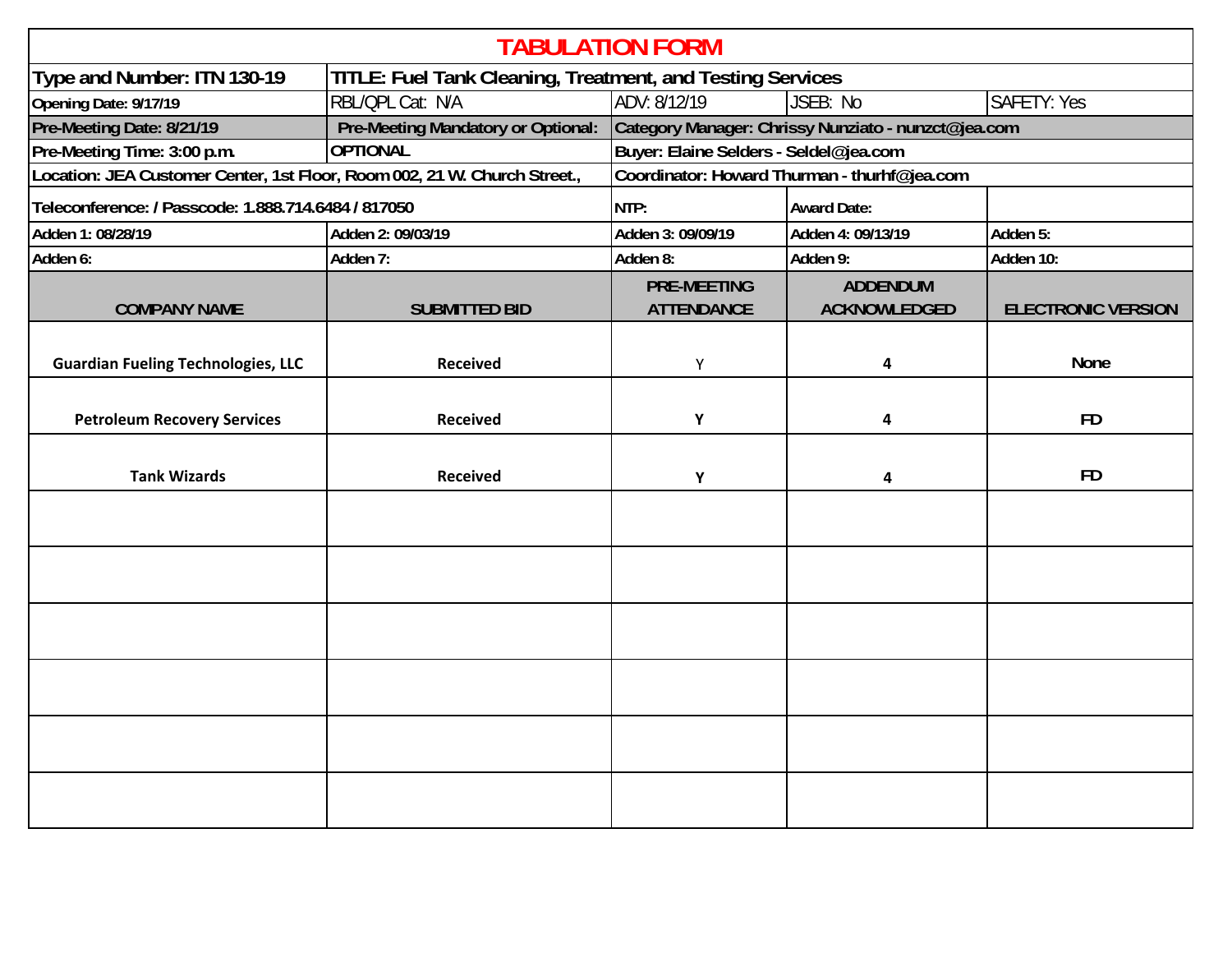# TABULATION FORM

| Type and Number: ITN 130-19 | TITLE: Fuel Tank Cleaning, Treatment, and Testing Services | | | |
|---|---|---|---|---|
| Opening Date: 9/17/19 | RBL/QPL Cat: N/A | ADV: 8/12/19 | JSEB: No | SAFETY: Yes |
| Pre-Meeting Date: 8/21/19 | Pre-Meeting Mandatory or Optional: | Category Manager: Chrissy Nunziato - nunzct@jea.com | | |
| Pre-Meeting Time: 3:00 p.m. | OPTIONAL | Buyer: Elaine Selders - Seldel@jea.com | | |
| Location: JEA Customer Center, 1st Floor, Room 002, 21 W. Church Street., | | Coordinator: Howard Thurman - thurhf@jea.com | | |
| Teleconference: / Passcode: 1.888.714.6484 / 817050 | | NTP: | Award Date: | |
| Adden 1: 08/28/19 | Adden 2: 09/03/19 | Adden 3: 09/09/19 | Adden 4: 09/13/19 | Adden 5: |
| Adden 6: | Adden 7: | Adden 8: | Adden 9: | Adden 10: |

| COMPANY NAME | SUBMITTED BID | PRE-MEETING ATTENDANCE | ADDENDUM ACKNOWLEDGED | ELECTRONIC VERSION |
|---|---|---|---|---|
| Guardian Fueling Technologies, LLC | Received | Y | 4 | None |
| Petroleum Recovery Services | Received | Y | 4 | FD |
| Tank Wizards | Received | Y | 4 | FD |
| | | | | |
| | | | | |
| | | | | |
| | | | | |
| | | | | |
| | | | | |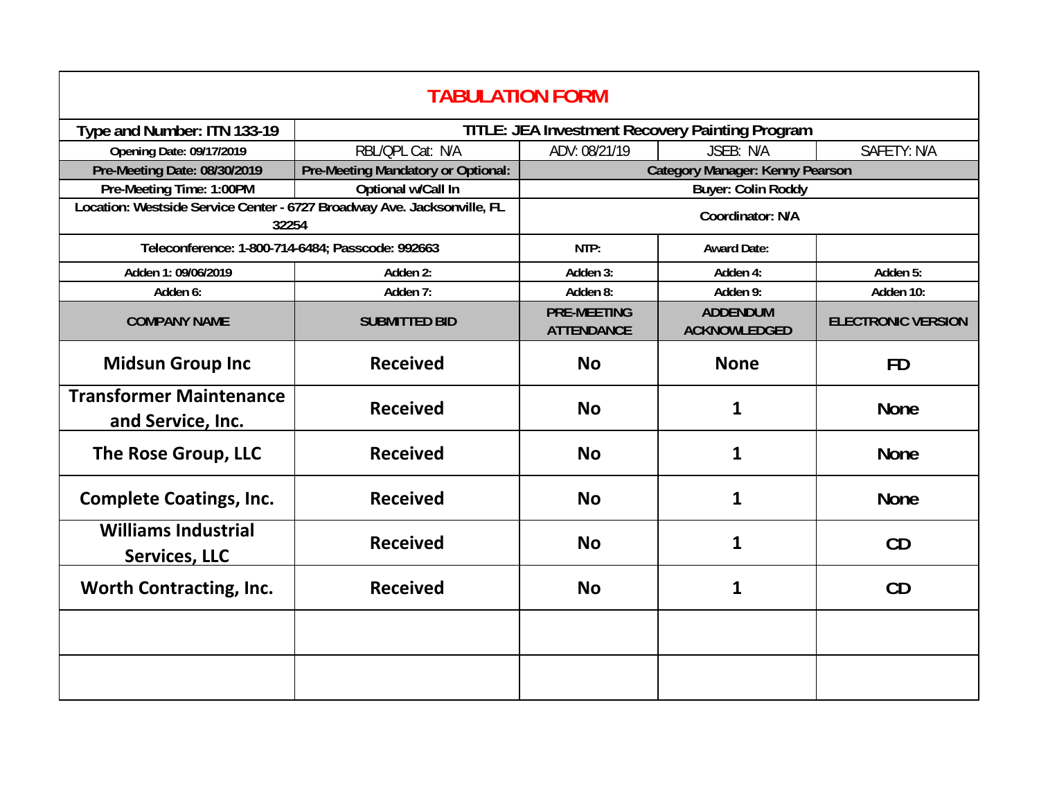# TABULATION FORM

| | | | | |
|---|---|---|---|---|
| **Type and Number: ITN 133-19** | **TITLE: JEA Investment Recovery Painting Program** | | | |
| **Opening Date: 09/17/2019** | RBL/QPL Cat: N/A | ADV: 08/21/19 | JSEB: N/A | SAFETY: N/A |
| **Pre-Meeting Date: 08/30/2019** | **Pre-Meeting Mandatory or Optional:** | **Category Manager: Kenny Pearson** | | |
| **Pre-Meeting Time: 1:00PM** | **Optional w/Call In** | **Buyer: Colin Roddy** | | |
| **Location: Westside Service Center - 6727 Broadway Ave. Jacksonville, FL 32254** | | **Coordinator: N/A** | | |
| **Teleconference: 1-800-714-6484; Passcode: 992663** | | **NTP:** | **Award Date:** | |
| **Adden 1: 09/06/2019** | **Adden 2:** | **Adden 3:** | **Adden 4:** | **Adden 5:** |
| **Adden 6:** | **Adden 7:** | **Adden 8:** | **Adden 9:** | **Adden 10:** |
| **COMPANY NAME** | **SUBMITTED BID** | **PRE-MEETING ATTENDANCE** | **ADDENDUM ACKNOWLEDGED** | **ELECTRONIC VERSION** |
| **Midsun Group Inc** | **Received** | **No** | **None** | **FD** |
| **Transformer Maintenance and Service, Inc.** | **Received** | **No** | **1** | **None** |
| **The Rose Group, LLC** | **Received** | **No** | **1** | **None** |
| **Complete Coatings, Inc.** | **Received** | **No** | **1** | **None** |
| **Williams Industrial Services, LLC** | **Received** | **No** | **1** | **CD** |
| **Worth Contracting, Inc.** | **Received** | **No** | **1** | **CD** |
| | | | | |
| | | | | |